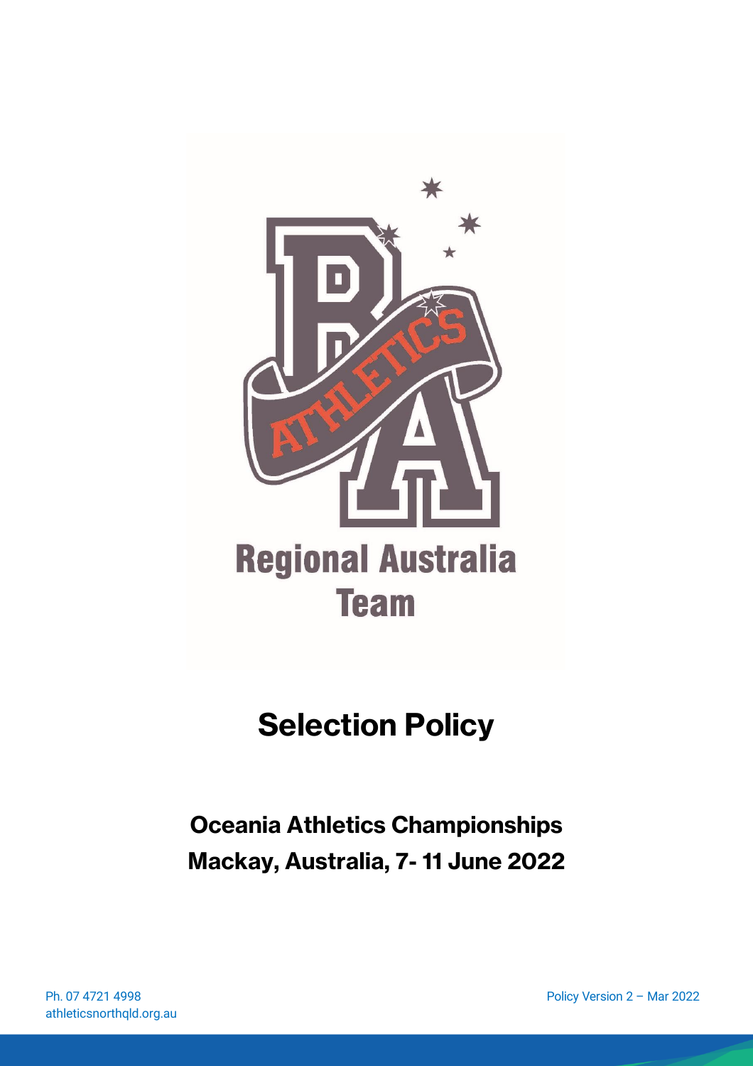Regional Australia Team

# Selection Policy

## Oceania Athletics Championships
## Mackay, Australia, 7- 11 June 2022

Ph. 07 4721 4998
athleticsnorthqld.org.au

Policy Version 2 – Mar 2022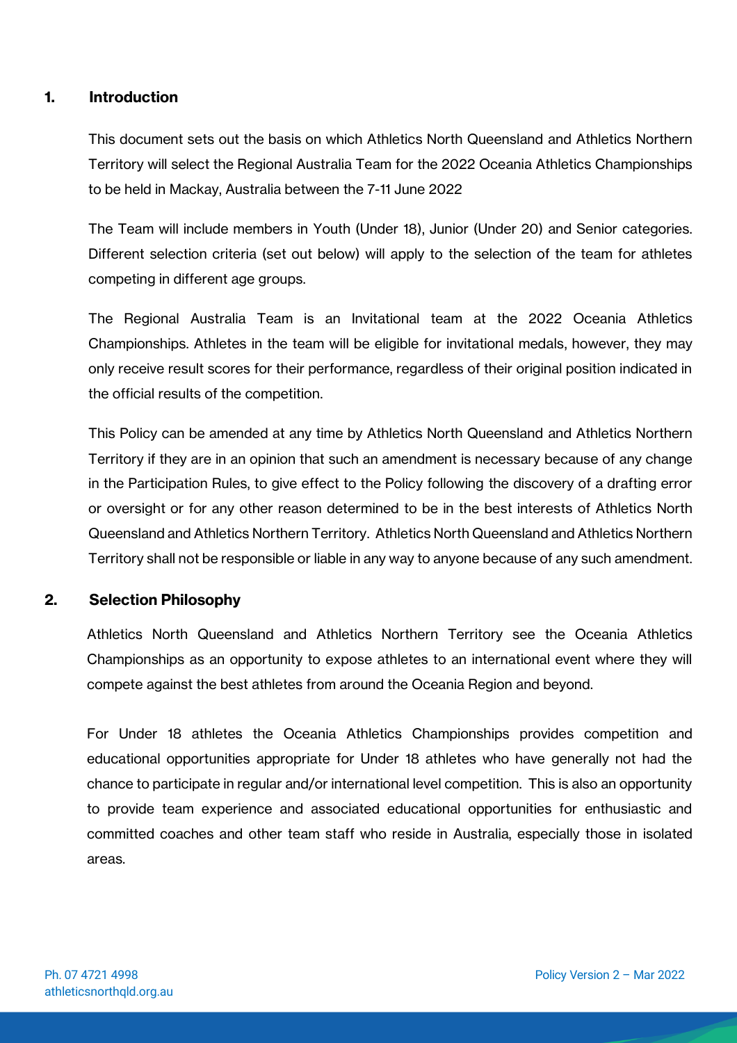## 1. Introduction

This document sets out the basis on which Athletics North Queensland and Athletics Northern Territory will select the Regional Australia Team for the 2022 Oceania Athletics Championships to be held in Mackay, Australia between the 7-11 June 2022

The Team will include members in Youth (Under 18), Junior (Under 20) and Senior categories. Different selection criteria (set out below) will apply to the selection of the team for athletes competing in different age groups.

The Regional Australia Team is an Invitational team at the 2022 Oceania Athletics Championships. Athletes in the team will be eligible for invitational medals, however, they may only receive result scores for their performance, regardless of their original position indicated in the official results of the competition.

This Policy can be amended at any time by Athletics North Queensland and Athletics Northern Territory if they are in an opinion that such an amendment is necessary because of any change in the Participation Rules, to give effect to the Policy following the discovery of a drafting error or oversight or for any other reason determined to be in the best interests of Athletics North Queensland and Athletics Northern Territory. Athletics North Queensland and Athletics Northern Territory shall not be responsible or liable in any way to anyone because of any such amendment.

## 2. Selection Philosophy

Athletics North Queensland and Athletics Northern Territory see the Oceania Athletics Championships as an opportunity to expose athletes to an international event where they will compete against the best athletes from around the Oceania Region and beyond.

For Under 18 athletes the Oceania Athletics Championships provides competition and educational opportunities appropriate for Under 18 athletes who have generally not had the chance to participate in regular and/or international level competition. This is also an opportunity to provide team experience and associated educational opportunities for enthusiastic and committed coaches and other team staff who reside in Australia, especially those in isolated areas.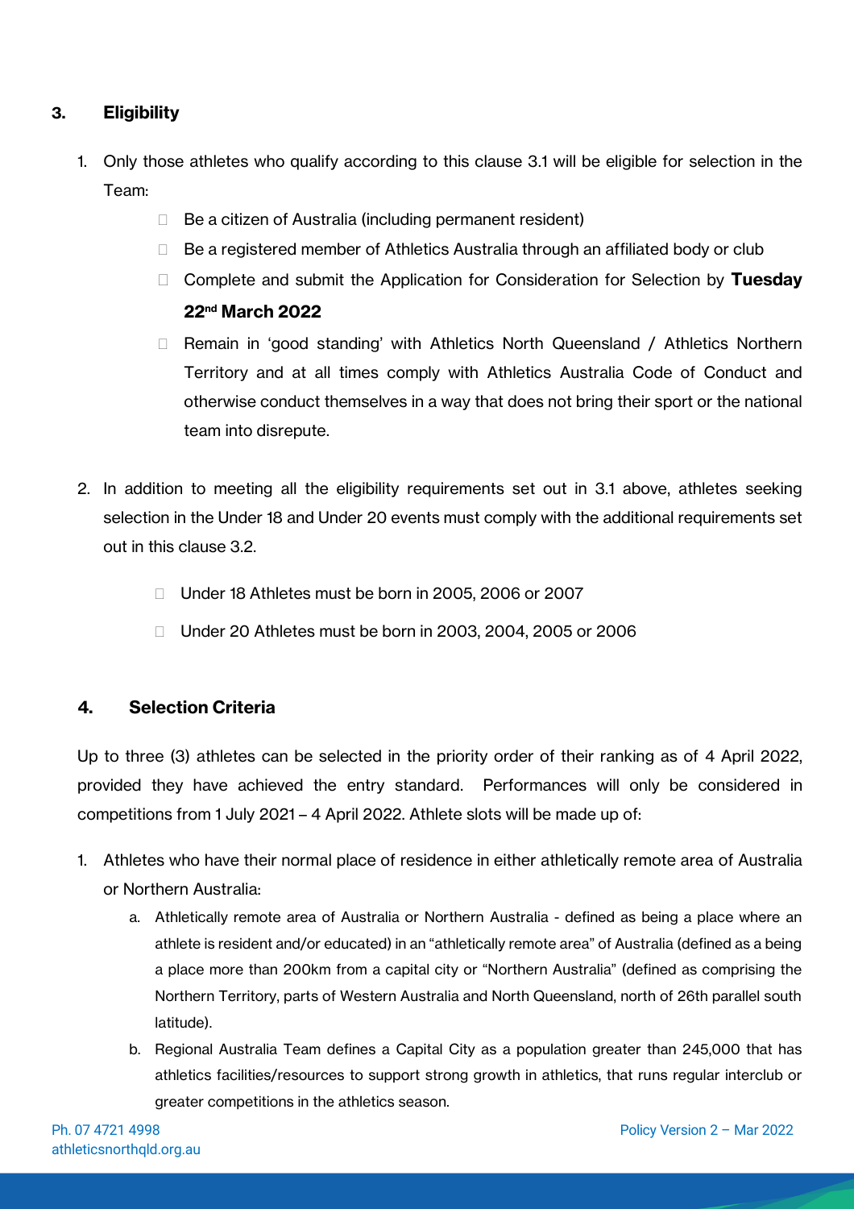## 3. Eligibility

1. Only those athletes who qualify according to this clause 3.1 will be eligible for selection in the Team:
   - Be a citizen of Australia (including permanent resident)
   - Be a registered member of Athletics Australia through an affiliated body or club
   - Complete and submit the Application for Consideration for Selection by **Tuesday 22nd March 2022**
   - Remain in 'good standing' with Athletics North Queensland / Athletics Northern Territory and at all times comply with Athletics Australia Code of Conduct and otherwise conduct themselves in a way that does not bring their sport or the national team into disrepute.

2. In addition to meeting all the eligibility requirements set out in 3.1 above, athletes seeking selection in the Under 18 and Under 20 events must comply with the additional requirements set out in this clause 3.2.
   - Under 18 Athletes must be born in 2005, 2006 or 2007
   - Under 20 Athletes must be born in 2003, 2004, 2005 or 2006

## 4. Selection Criteria

Up to three (3) athletes can be selected in the priority order of their ranking as of 4 April 2022, provided they have achieved the entry standard. Performances will only be considered in competitions from 1 July 2021 – 4 April 2022. Athlete slots will be made up of:

1. Athletes who have their normal place of residence in either athletically remote area of Australia or Northern Australia:
   a. Athletically remote area of Australia or Northern Australia - defined as being a place where an athlete is resident and/or educated) in an "athletically remote area" of Australia (defined as a being a place more than 200km from a capital city or "Northern Australia" (defined as comprising the Northern Territory, parts of Western Australia and North Queensland, north of 26th parallel south latitude).
   b. Regional Australia Team defines a Capital City as a population greater than 245,000 that has athletics facilities/resources to support strong growth in athletics, that runs regular interclub or greater competitions in the athletics season.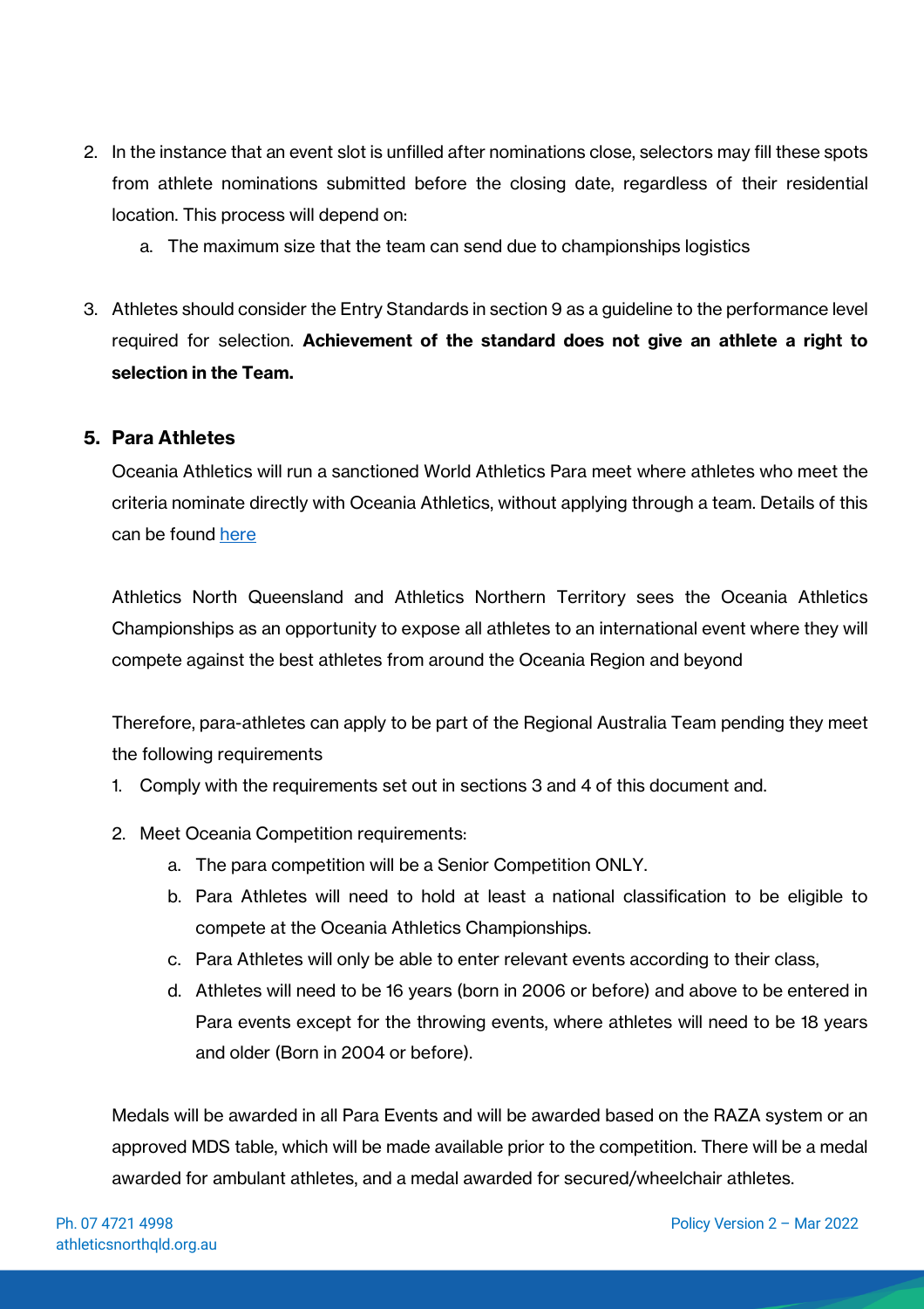2. In the instance that an event slot is unfilled after nominations close, selectors may fill these spots from athlete nominations submitted before the closing date, regardless of their residential location. This process will depend on:
    a. The maximum size that the team can send due to championships logistics

3. Athletes should consider the Entry Standards in section 9 as a guideline to the performance level required for selection. **Achievement of the standard does not give an athlete a right to selection in the Team.**

## 5. Para Athletes

Oceania Athletics will run a sanctioned World Athletics Para meet where athletes who meet the criteria nominate directly with Oceania Athletics, without applying through a team. Details of this can be found here

Athletics North Queensland and Athletics Northern Territory sees the Oceania Athletics Championships as an opportunity to expose all athletes to an international event where they will compete against the best athletes from around the Oceania Region and beyond

Therefore, para-athletes can apply to be part of the Regional Australia Team pending they meet the following requirements

1. Comply with the requirements set out in sections 3 and 4 of this document and.
2. Meet Oceania Competition requirements:
    a. The para competition will be a Senior Competition ONLY.
    b. Para Athletes will need to hold at least a national classification to be eligible to compete at the Oceania Athletics Championships.
    c. Para Athletes will only be able to enter relevant events according to their class,
    d. Athletes will need to be 16 years (born in 2006 or before) and above to be entered in Para events except for the throwing events, where athletes will need to be 18 years and older (Born in 2004 or before).

Medals will be awarded in all Para Events and will be awarded based on the RAZA system or an approved MDS table, which will be made available prior to the competition. There will be a medal awarded for ambulant athletes, and a medal awarded for secured/wheelchair athletes.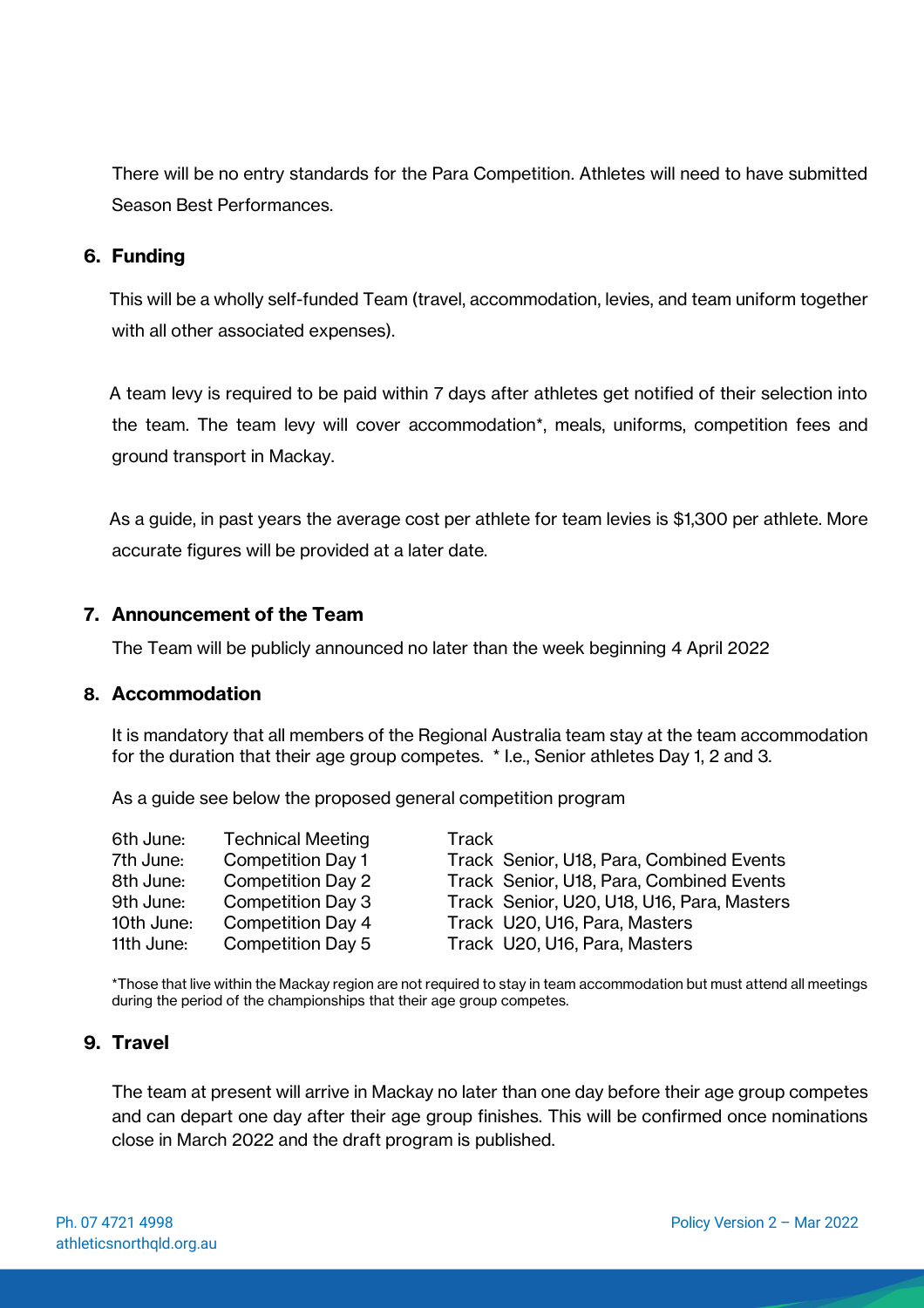There will be no entry standards for the Para Competition. Athletes will need to have submitted Season Best Performances.

## 6. Funding

This will be a wholly self-funded Team (travel, accommodation, levies, and team uniform together with all other associated expenses).

A team levy is required to be paid within 7 days after athletes get notified of their selection into the team. The team levy will cover accommodation*, meals, uniforms, competition fees and ground transport in Mackay.

As a guide, in past years the average cost per athlete for team levies is $1,300 per athlete. More accurate figures will be provided at a later date.

## 7. Announcement of the Team

The Team will be publicly announced no later than the week beginning 4 April 2022

## 8. Accommodation

It is mandatory that all members of the Regional Australia team stay at the team accommodation for the duration that their age group competes. * I.e., Senior athletes Day 1, 2 and 3.

As a guide see below the proposed general competition program

| | | |
|---|---|---|
| 6th June: | Technical Meeting | Track |
| 7th June: | Competition Day 1 | Track Senior, U18, Para, Combined Events |
| 8th June: | Competition Day 2 | Track Senior, U18, Para, Combined Events |
| 9th June: | Competition Day 3 | Track Senior, U20, U18, U16, Para, Masters |
| 10th June: | Competition Day 4 | Track U20, U16, Para, Masters |
| 11th June: | Competition Day 5 | Track U20, U16, Para, Masters |

*Those that live within the Mackay region are not required to stay in team accommodation but must attend all meetings during the period of the championships that their age group competes.

## 9. Travel

The team at present will arrive in Mackay no later than one day before their age group competes and can depart one day after their age group finishes. This will be confirmed once nominations close in March 2022 and the draft program is published.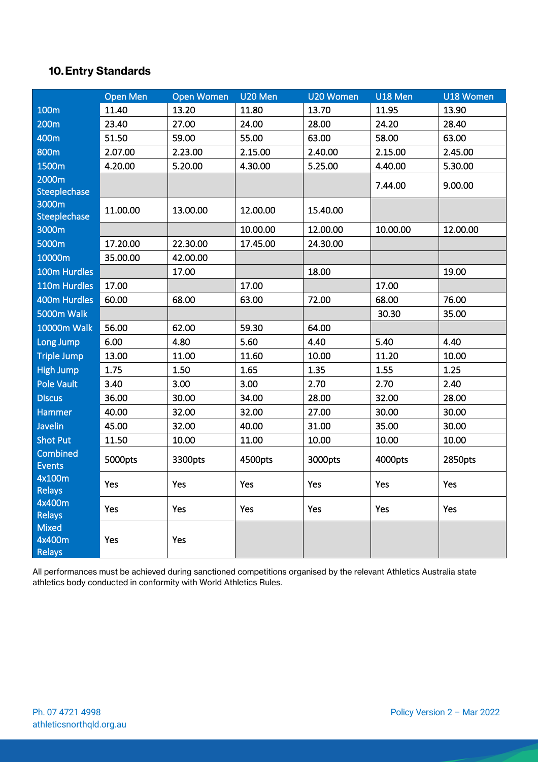## 10. Entry Standards

| | Open Men | Open Women | U20 Men | U20 Women | U18 Men | U18 Women |
|---|---|---|---|---|---|---|
| 100m | 11.40 | 13.20 | 11.80 | 13.70 | 11.95 | 13.90 |
| 200m | 23.40 | 27.00 | 24.00 | 28.00 | 24.20 | 28.40 |
| 400m | 51.50 | 59.00 | 55.00 | 63.00 | 58.00 | 63.00 |
| 800m | 2.07.00 | 2.23.00 | 2.15.00 | 2.40.00 | 2.15.00 | 2.45.00 |
| 1500m | 4.20.00 | 5.20.00 | 4.30.00 | 5.25.00 | 4.40.00 | 5.30.00 |
| 2000m Steeplechase | | | | | 7.44.00 | 9.00.00 |
| 3000m Steeplechase | 11.00.00 | 13.00.00 | 12.00.00 | 15.40.00 | | |
| 3000m | | | 10.00.00 | 12.00.00 | 10.00.00 | 12.00.00 |
| 5000m | 17.20.00 | 22.30.00 | 17.45.00 | 24.30.00 | | |
| 10000m | 35.00.00 | 42.00.00 | | | | |
| 100m Hurdles | | 17.00 | | 18.00 | | 19.00 |
| 110m Hurdles | 17.00 | | 17.00 | | 17.00 | |
| 400m Hurdles | 60.00 | 68.00 | 63.00 | 72.00 | 68.00 | 76.00 |
| 5000m Walk | | | | | 30.30 | 35.00 |
| 10000m Walk | 56.00 | 62.00 | 59.30 | 64.00 | | |
| Long Jump | 6.00 | 4.80 | 5.60 | 4.40 | 5.40 | 4.40 |
| Triple Jump | 13.00 | 11.00 | 11.60 | 10.00 | 11.20 | 10.00 |
| High Jump | 1.75 | 1.50 | 1.65 | 1.35 | 1.55 | 1.25 |
| Pole Vault | 3.40 | 3.00 | 3.00 | 2.70 | 2.70 | 2.40 |
| Discus | 36.00 | 30.00 | 34.00 | 28.00 | 32.00 | 28.00 |
| Hammer | 40.00 | 32.00 | 32.00 | 27.00 | 30.00 | 30.00 |
| Javelin | 45.00 | 32.00 | 40.00 | 31.00 | 35.00 | 30.00 |
| Shot Put | 11.50 | 10.00 | 11.00 | 10.00 | 10.00 | 10.00 |
| Combined Events | 5000pts | 3300pts | 4500pts | 3000pts | 4000pts | 2850pts |
| 4x100m Relays | Yes | Yes | Yes | Yes | Yes | Yes |
| 4x400m Relays | Yes | Yes | Yes | Yes | Yes | Yes |
| Mixed 4x400m Relays | Yes | Yes | | | | |

All performances must be achieved during sanctioned competitions organised by the relevant Athletics Australia state athletics body conducted in conformity with World Athletics Rules.